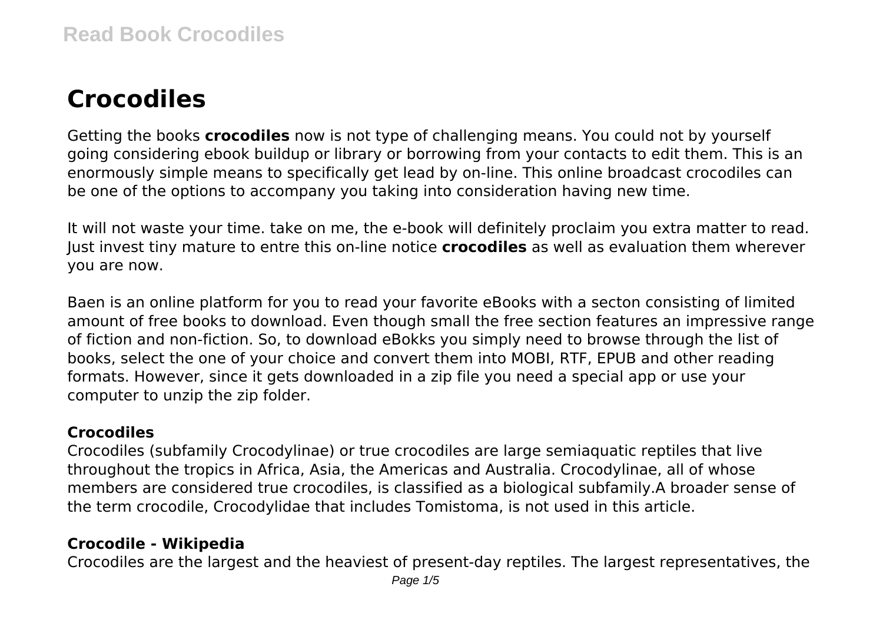# Crocodiles

Getting the books **crocodiles** now is not type of challenging means. You could not by yourself going considering ebook buildup or library or borrowing from your contacts to edit them. This is an enormously simple means to specifically get lead by on-line. This online broadcast crocodiles can be one of the options to accompany you taking into consideration having new time.

It will not waste your time. take on me, the e-book will definitely proclaim you extra matter to read. Just invest tiny mature to entre this on-line notice **crocodiles** as well as evaluation them wherever you are now.

Baen is an online platform for you to read your favorite eBooks with a secton consisting of limited amount of free books to download. Even though small the free section features an impressive range of fiction and non-fiction. So, to download eBokks you simply need to browse through the list of books, select the one of your choice and convert them into MOBI, RTF, EPUB and other reading formats. However, since it gets downloaded in a zip file you need a special app or use your computer to unzip the zip folder.

### Crocodiles

Crocodiles (subfamily Crocodylinae) or true crocodiles are large semiaquatic reptiles that live throughout the tropics in Africa, Asia, the Americas and Australia. Crocodylinae, all of whose members are considered true crocodiles, is classified as a biological subfamily.A broader sense of the term crocodile, Crocodylidae that includes Tomistoma, is not used in this article.

### Crocodile - Wikipedia

Crocodiles are the largest and the heaviest of present-day reptiles. The largest representatives, the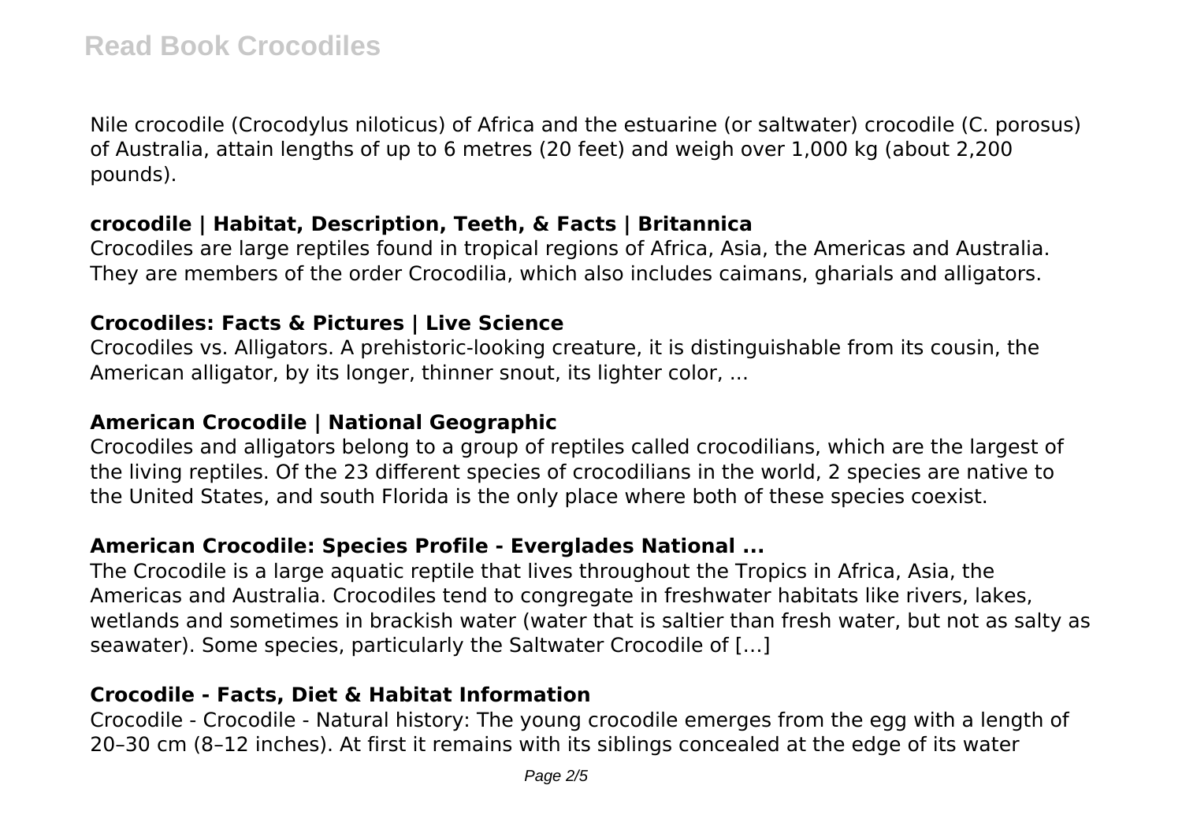Nile crocodile (Crocodylus niloticus) of Africa and the estuarine (or saltwater) crocodile (C. porosus) of Australia, attain lengths of up to 6 metres (20 feet) and weigh over 1,000 kg (about 2,200 pounds).

### crocodile | Habitat, Description, Teeth, & Facts | Britannica

Crocodiles are large reptiles found in tropical regions of Africa, Asia, the Americas and Australia. They are members of the order Crocodilia, which also includes caimans, gharials and alligators.

### Crocodiles: Facts & Pictures | Live Science

Crocodiles vs. Alligators. A prehistoric-looking creature, it is distinguishable from its cousin, the American alligator, by its longer, thinner snout, its lighter color, ...

### American Crocodile | National Geographic

Crocodiles and alligators belong to a group of reptiles called crocodilians, which are the largest of the living reptiles. Of the 23 different species of crocodilians in the world, 2 species are native to the United States, and south Florida is the only place where both of these species coexist.

### American Crocodile: Species Profile - Everglades National ...

The Crocodile is a large aquatic reptile that lives throughout the Tropics in Africa, Asia, the Americas and Australia. Crocodiles tend to congregate in freshwater habitats like rivers, lakes, wetlands and sometimes in brackish water (water that is saltier than fresh water, but not as salty as seawater). Some species, particularly the Saltwater Crocodile of […]

### Crocodile - Facts, Diet & Habitat Information

Crocodile - Crocodile - Natural history: The young crocodile emerges from the egg with a length of 20–30 cm (8–12 inches). At first it remains with its siblings concealed at the edge of its water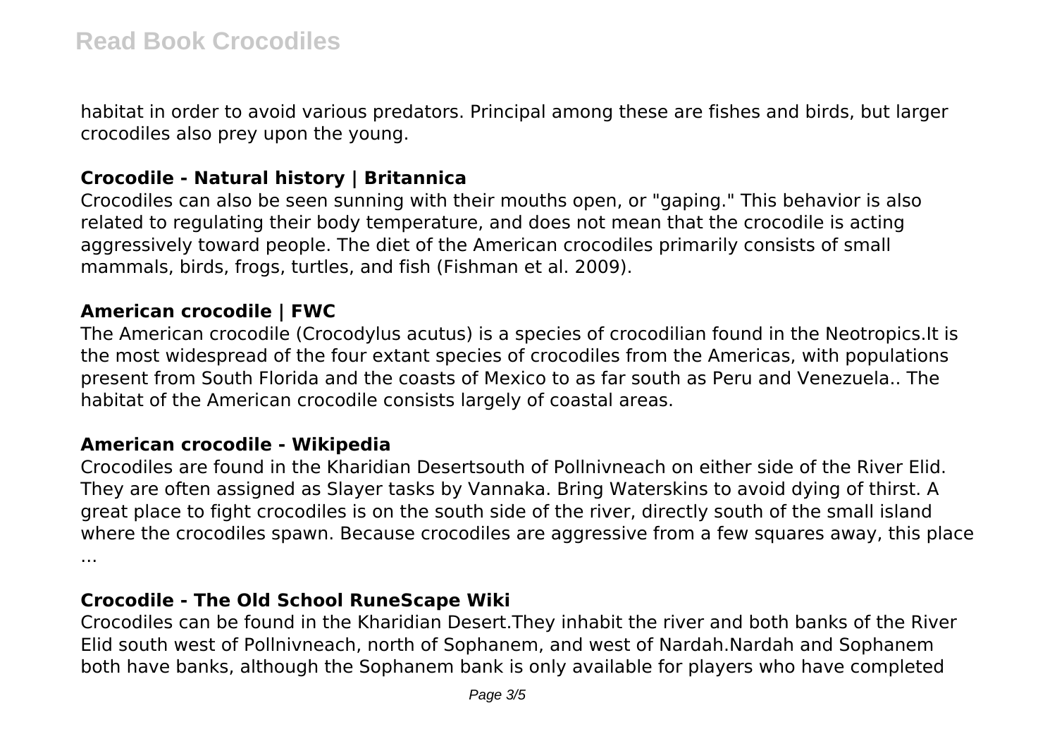habitat in order to avoid various predators. Principal among these are fishes and birds, but larger crocodiles also prey upon the young.

### Crocodile - Natural history | Britannica

Crocodiles can also be seen sunning with their mouths open, or "gaping." This behavior is also related to regulating their body temperature, and does not mean that the crocodile is acting aggressively toward people. The diet of the American crocodiles primarily consists of small mammals, birds, frogs, turtles, and fish (Fishman et al. 2009).

### American crocodile | FWC

The American crocodile (Crocodylus acutus) is a species of crocodilian found in the Neotropics.It is the most widespread of the four extant species of crocodiles from the Americas, with populations present from South Florida and the coasts of Mexico to as far south as Peru and Venezuela.. The habitat of the American crocodile consists largely of coastal areas.

### American crocodile - Wikipedia

Crocodiles are found in the Kharidian Desertsouth of Pollnivneach on either side of the River Elid. They are often assigned as Slayer tasks by Vannaka. Bring Waterskins to avoid dying of thirst. A great place to fight crocodiles is on the south side of the river, directly south of the small island where the crocodiles spawn. Because crocodiles are aggressive from a few squares away, this place ...

### Crocodile - The Old School RuneScape Wiki

Crocodiles can be found in the Kharidian Desert.They inhabit the river and both banks of the River Elid south west of Pollnivneach, north of Sophanem, and west of Nardah.Nardah and Sophanem both have banks, although the Sophanem bank is only available for players who have completed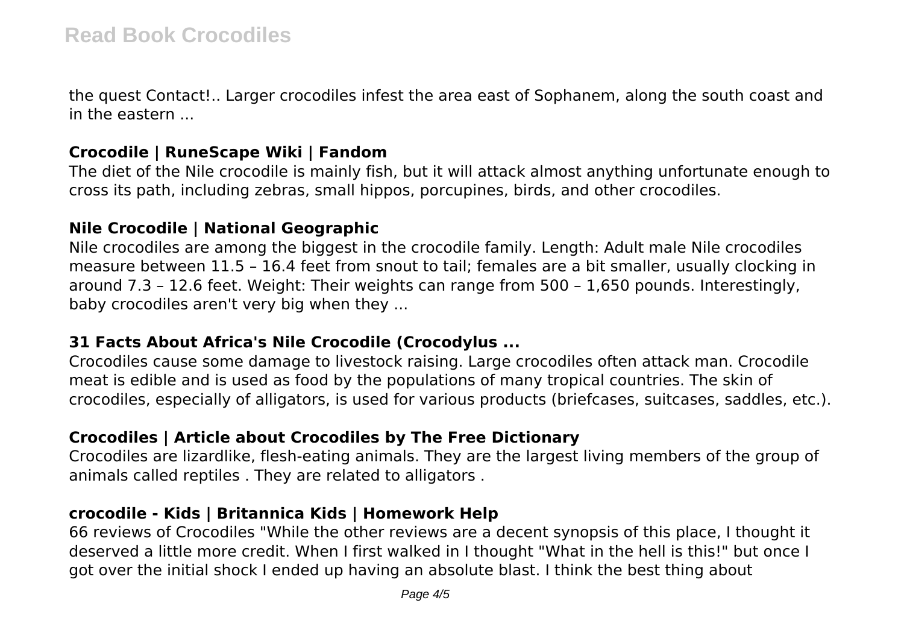the quest Contact!.. Larger crocodiles infest the area east of Sophanem, along the south coast and in the eastern ...

### Crocodile | RuneScape Wiki | Fandom

The diet of the Nile crocodile is mainly fish, but it will attack almost anything unfortunate enough to cross its path, including zebras, small hippos, porcupines, birds, and other crocodiles.

### Nile Crocodile | National Geographic

Nile crocodiles are among the biggest in the crocodile family. Length: Adult male Nile crocodiles measure between 11.5 – 16.4 feet from snout to tail; females are a bit smaller, usually clocking in around 7.3 – 12.6 feet. Weight: Their weights can range from 500 – 1,650 pounds. Interestingly, baby crocodiles aren't very big when they ...

### 31 Facts About Africa's Nile Crocodile (Crocodylus ...

Crocodiles cause some damage to livestock raising. Large crocodiles often attack man. Crocodile meat is edible and is used as food by the populations of many tropical countries. The skin of crocodiles, especially of alligators, is used for various products (briefcases, suitcases, saddles, etc.).

### Crocodiles | Article about Crocodiles by The Free Dictionary

Crocodiles are lizardlike, flesh-eating animals. They are the largest living members of the group of animals called reptiles . They are related to alligators .

### crocodile - Kids | Britannica Kids | Homework Help

66 reviews of Crocodiles "While the other reviews are a decent synopsis of this place, I thought it deserved a little more credit. When I first walked in I thought "What in the hell is this!" but once I got over the initial shock I ended up having an absolute blast. I think the best thing about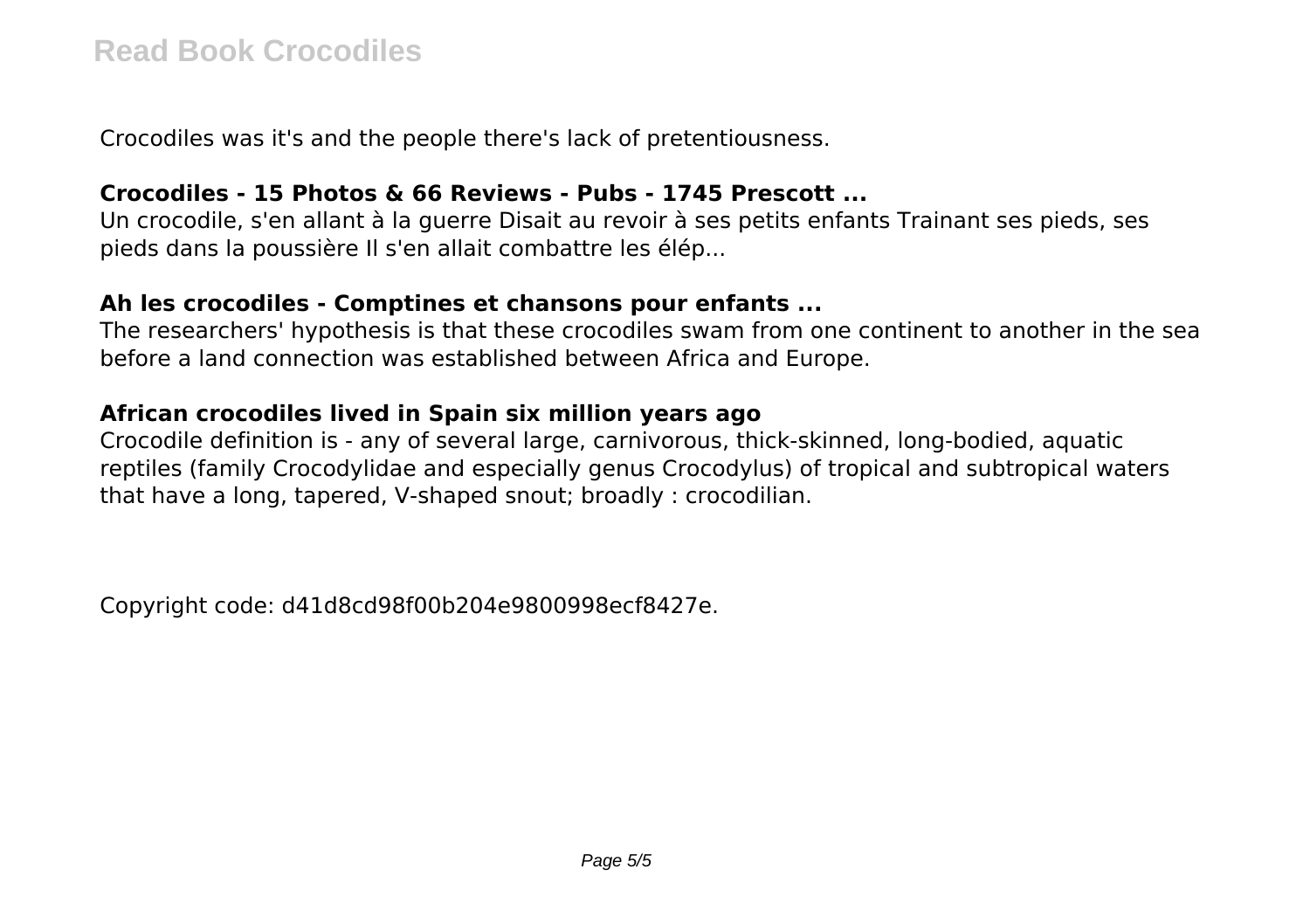Crocodiles was it's and the people there's lack of pretentiousness.

**Crocodiles - 15 Photos & 66 Reviews - Pubs - 1745 Prescott ...**

Un crocodile, s'en allant à la guerre Disait au revoir à ses petits enfants Trainant ses pieds, ses pieds dans la poussière Il s'en allait combattre les éléр...

**Ah les crocodiles - Comptines et chansons pour enfants ...**

The researchers' hypothesis is that these crocodiles swam from one continent to another in the sea before a land connection was established between Africa and Europe.

**African crocodiles lived in Spain six million years ago**

Crocodile definition is - any of several large, carnivorous, thick-skinned, long-bodied, aquatic reptiles (family Crocodylidae and especially genus Crocodylus) of tropical and subtropical waters that have a long, tapered, V-shaped snout; broadly : crocodilian.

Copyright code: d41d8cd98f00b204e9800998ecf8427e.